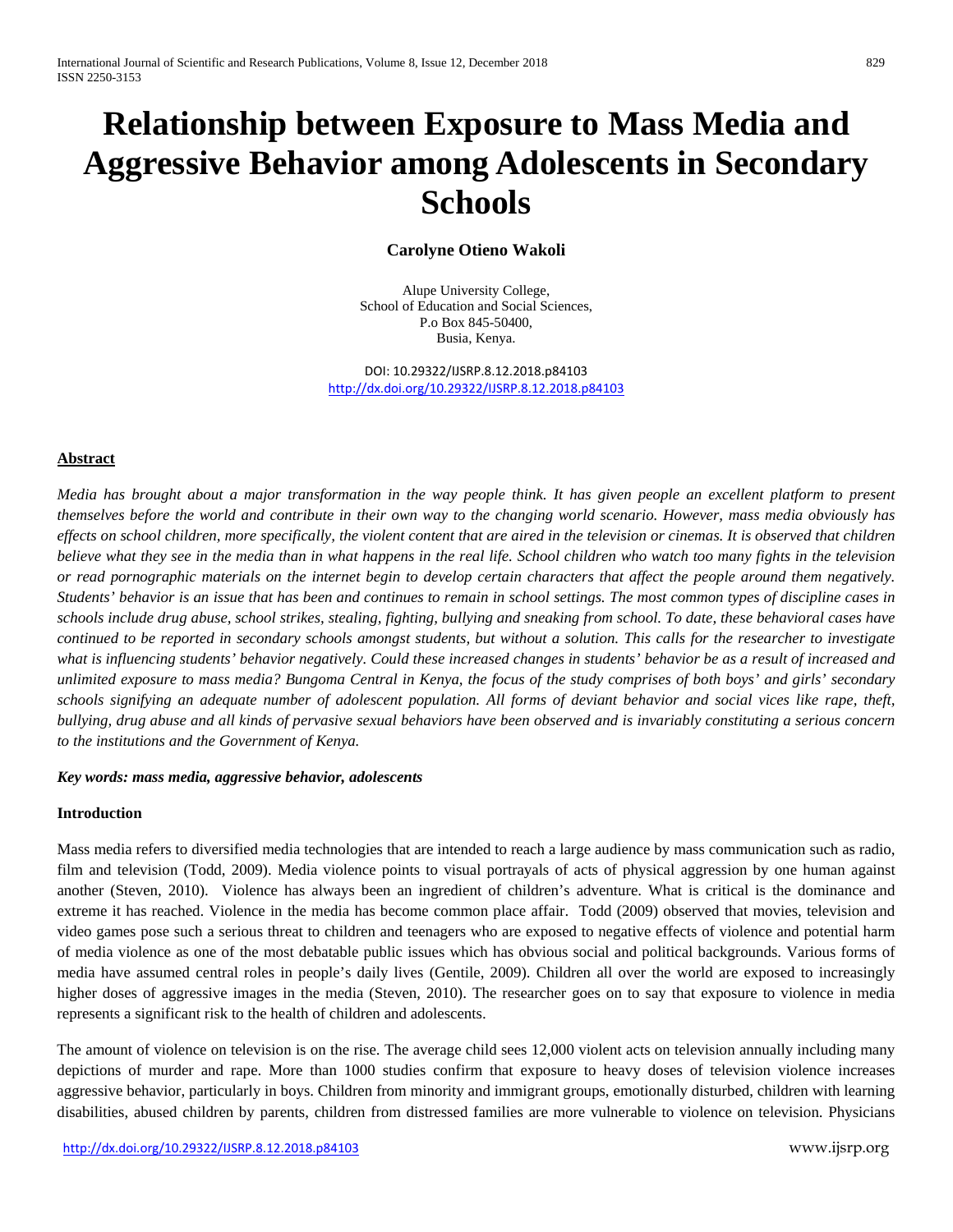# Relationship between Exposure to Mass Media and Aggressive Behavior among Adolescents in Secondary Schools

**Carolyne Otieno Wakoli**

Alupe University College,
School of Education and Social Sciences,
P.o Box 845-50400,
Busia, Kenya.

DOI: 10.29322/IJSRP.8.12.2018.p84103
http://dx.doi.org/10.29322/IJSRP.8.12.2018.p84103

## Abstract

*Media has brought about a major transformation in the way people think. It has given people an excellent platform to present themselves before the world and contribute in their own way to the changing world scenario. However, mass media obviously has effects on school children, more specifically, the violent content that are aired in the television or cinemas. It is observed that children believe what they see in the media than in what happens in the real life. School children who watch too many fights in the television or read pornographic materials on the internet begin to develop certain characters that affect the people around them negatively. Students' behavior is an issue that has been and continues to remain in school settings. The most common types of discipline cases in schools include drug abuse, school strikes, stealing, fighting, bullying and sneaking from school. To date, these behavioral cases have continued to be reported in secondary schools amongst students, but without a solution. This calls for the researcher to investigate what is influencing students' behavior negatively. Could these increased changes in students' behavior be as a result of increased and unlimited exposure to mass media? Bungoma Central in Kenya, the focus of the study comprises of both boys' and girls' secondary schools signifying an adequate number of adolescent population. All forms of deviant behavior and social vices like rape, theft, bullying, drug abuse and all kinds of pervasive sexual behaviors have been observed and is invariably constituting a serious concern to the institutions and the Government of Kenya.*

***Key words: mass media, aggressive behavior, adolescents***

## Introduction

Mass media refers to diversified media technologies that are intended to reach a large audience by mass communication such as radio, film and television (Todd, 2009). Media violence points to visual portrayals of acts of physical aggression by one human against another (Steven, 2010). Violence has always been an ingredient of children's adventure. What is critical is the dominance and extreme it has reached. Violence in the media has become common place affair. Todd (2009) observed that movies, television and video games pose such a serious threat to children and teenagers who are exposed to negative effects of violence and potential harm of media violence as one of the most debatable public issues which has obvious social and political backgrounds. Various forms of media have assumed central roles in people's daily lives (Gentile, 2009). Children all over the world are exposed to increasingly higher doses of aggressive images in the media (Steven, 2010). The researcher goes on to say that exposure to violence in media represents a significant risk to the health of children and adolescents.

The amount of violence on television is on the rise. The average child sees 12,000 violent acts on television annually including many depictions of murder and rape. More than 1000 studies confirm that exposure to heavy doses of television violence increases aggressive behavior, particularly in boys. Children from minority and immigrant groups, emotionally disturbed, children with learning disabilities, abused children by parents, children from distressed families are more vulnerable to violence on television. Physicians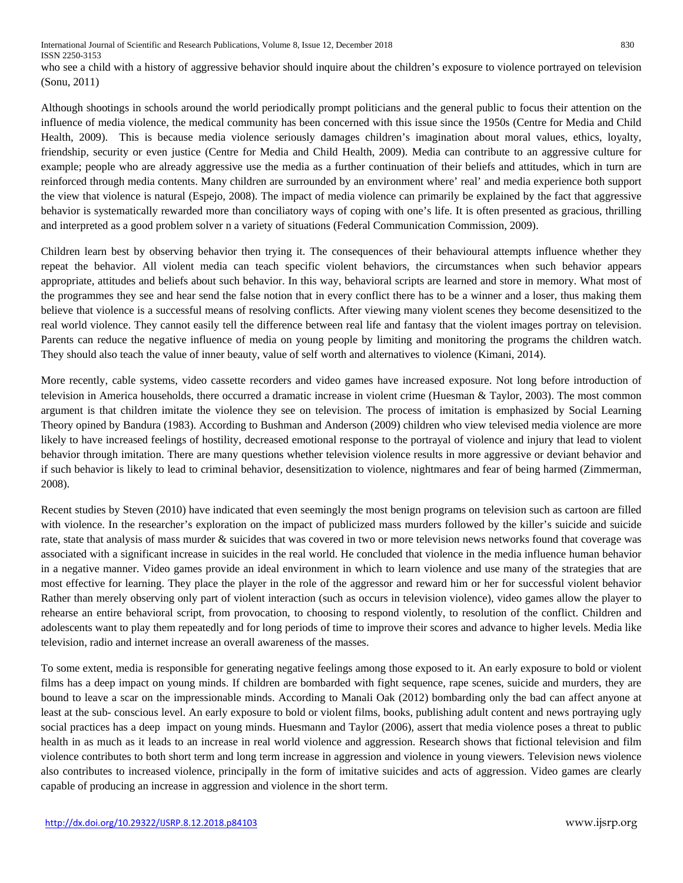who see a child with a history of aggressive behavior should inquire about the children's exposure to violence portrayed on television (Sonu, 2011)

Although shootings in schools around the world periodically prompt politicians and the general public to focus their attention on the influence of media violence, the medical community has been concerned with this issue since the 1950s (Centre for Media and Child Health, 2009). This is because media violence seriously damages children's imagination about moral values, ethics, loyalty, friendship, security or even justice (Centre for Media and Child Health, 2009). Media can contribute to an aggressive culture for example; people who are already aggressive use the media as a further continuation of their beliefs and attitudes, which in turn are reinforced through media contents. Many children are surrounded by an environment where' real' and media experience both support the view that violence is natural (Espejo, 2008). The impact of media violence can primarily be explained by the fact that aggressive behavior is systematically rewarded more than conciliatory ways of coping with one's life. It is often presented as gracious, thrilling and interpreted as a good problem solver n a variety of situations (Federal Communication Commission, 2009).

Children learn best by observing behavior then trying it. The consequences of their behavioural attempts influence whether they repeat the behavior. All violent media can teach specific violent behaviors, the circumstances when such behavior appears appropriate, attitudes and beliefs about such behavior. In this way, behavioral scripts are learned and store in memory. What most of the programmes they see and hear send the false notion that in every conflict there has to be a winner and a loser, thus making them believe that violence is a successful means of resolving conflicts. After viewing many violent scenes they become desensitized to the real world violence. They cannot easily tell the difference between real life and fantasy that the violent images portray on television. Parents can reduce the negative influence of media on young people by limiting and monitoring the programs the children watch. They should also teach the value of inner beauty, value of self worth and alternatives to violence (Kimani, 2014).

More recently, cable systems, video cassette recorders and video games have increased exposure. Not long before introduction of television in America households, there occurred a dramatic increase in violent crime (Huesman & Taylor, 2003). The most common argument is that children imitate the violence they see on television. The process of imitation is emphasized by Social Learning Theory opined by Bandura (1983). According to Bushman and Anderson (2009) children who view televised media violence are more likely to have increased feelings of hostility, decreased emotional response to the portrayal of violence and injury that lead to violent behavior through imitation. There are many questions whether television violence results in more aggressive or deviant behavior and if such behavior is likely to lead to criminal behavior, desensitization to violence, nightmares and fear of being harmed (Zimmerman, 2008).

Recent studies by Steven (2010) have indicated that even seemingly the most benign programs on television such as cartoon are filled with violence. In the researcher's exploration on the impact of publicized mass murders followed by the killer's suicide and suicide rate, state that analysis of mass murder & suicides that was covered in two or more television news networks found that coverage was associated with a significant increase in suicides in the real world. He concluded that violence in the media influence human behavior in a negative manner. Video games provide an ideal environment in which to learn violence and use many of the strategies that are most effective for learning. They place the player in the role of the aggressor and reward him or her for successful violent behavior Rather than merely observing only part of violent interaction (such as occurs in television violence), video games allow the player to rehearse an entire behavioral script, from provocation, to choosing to respond violently, to resolution of the conflict. Children and adolescents want to play them repeatedly and for long periods of time to improve their scores and advance to higher levels. Media like television, radio and internet increase an overall awareness of the masses.

To some extent, media is responsible for generating negative feelings among those exposed to it. An early exposure to bold or violent films has a deep impact on young minds. If children are bombarded with fight sequence, rape scenes, suicide and murders, they are bound to leave a scar on the impressionable minds. According to Manali Oak (2012) bombarding only the bad can affect anyone at least at the sub- conscious level. An early exposure to bold or violent films, books, publishing adult content and news portraying ugly social practices has a deep impact on young minds. Huesmann and Taylor (2006), assert that media violence poses a threat to public health in as much as it leads to an increase in real world violence and aggression. Research shows that fictional television and film violence contributes to both short term and long term increase in aggression and violence in young viewers. Television news violence also contributes to increased violence, principally in the form of imitative suicides and acts of aggression. Video games are clearly capable of producing an increase in aggression and violence in the short term.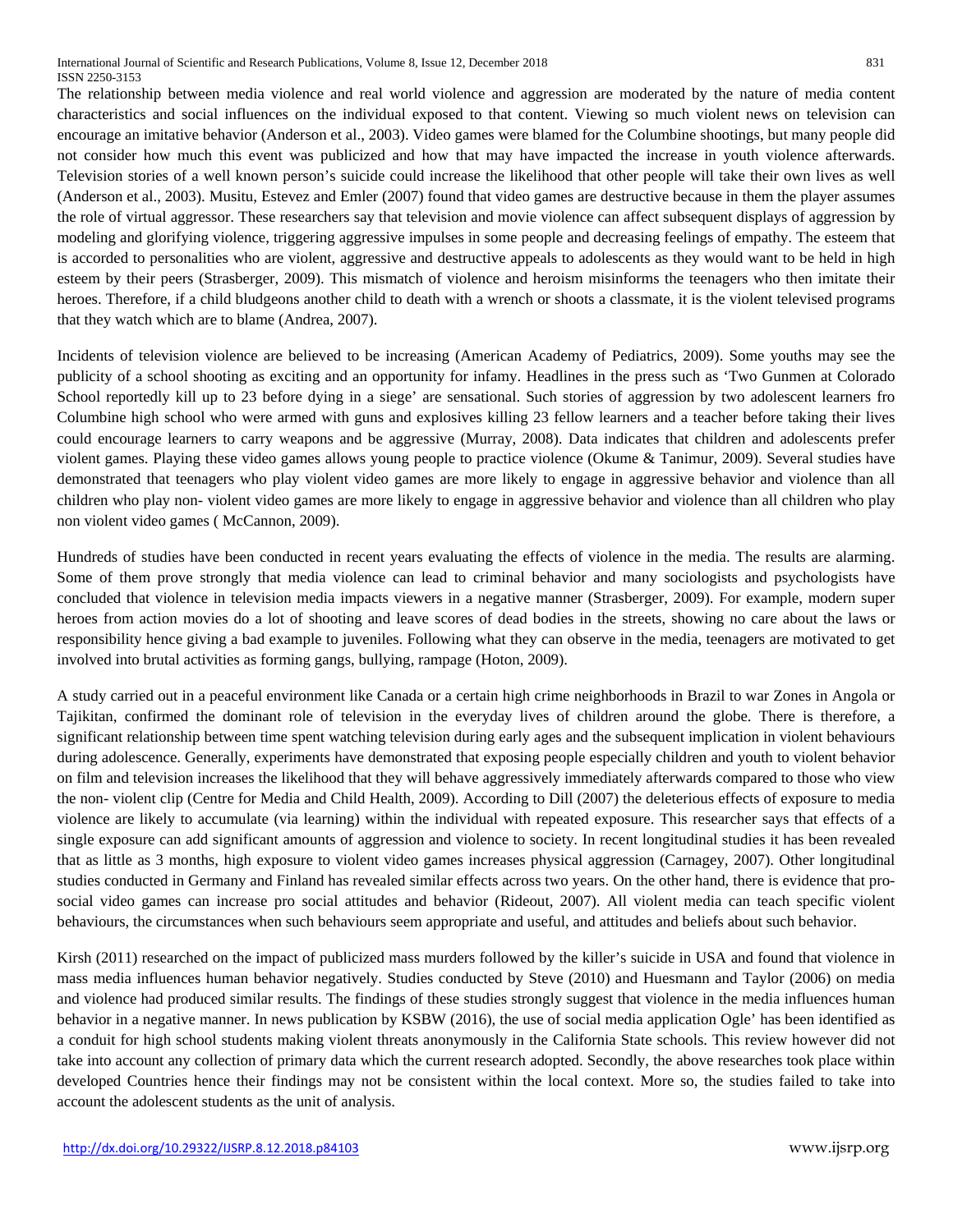The relationship between media violence and real world violence and aggression are moderated by the nature of media content characteristics and social influences on the individual exposed to that content. Viewing so much violent news on television can encourage an imitative behavior (Anderson et al., 2003). Video games were blamed for the Columbine shootings, but many people did not consider how much this event was publicized and how that may have impacted the increase in youth violence afterwards. Television stories of a well known person's suicide could increase the likelihood that other people will take their own lives as well (Anderson et al., 2003). Musitu, Estevez and Emler (2007) found that video games are destructive because in them the player assumes the role of virtual aggressor. These researchers say that television and movie violence can affect subsequent displays of aggression by modeling and glorifying violence, triggering aggressive impulses in some people and decreasing feelings of empathy. The esteem that is accorded to personalities who are violent, aggressive and destructive appeals to adolescents as they would want to be held in high esteem by their peers (Strasberger, 2009). This mismatch of violence and heroism misinforms the teenagers who then imitate their heroes. Therefore, if a child bludgeons another child to death with a wrench or shoots a classmate, it is the violent televised programs that they watch which are to blame (Andrea, 2007).

Incidents of television violence are believed to be increasing (American Academy of Pediatrics, 2009). Some youths may see the publicity of a school shooting as exciting and an opportunity for infamy. Headlines in the press such as 'Two Gunmen at Colorado School reportedly kill up to 23 before dying in a siege' are sensational. Such stories of aggression by two adolescent learners fro Columbine high school who were armed with guns and explosives killing 23 fellow learners and a teacher before taking their lives could encourage learners to carry weapons and be aggressive (Murray, 2008). Data indicates that children and adolescents prefer violent games. Playing these video games allows young people to practice violence (Okume & Tanimur, 2009). Several studies have demonstrated that teenagers who play violent video games are more likely to engage in aggressive behavior and violence than all children who play non- violent video games are more likely to engage in aggressive behavior and violence than all children who play non violent video games ( McCannon, 2009).

Hundreds of studies have been conducted in recent years evaluating the effects of violence in the media. The results are alarming. Some of them prove strongly that media violence can lead to criminal behavior and many sociologists and psychologists have concluded that violence in television media impacts viewers in a negative manner (Strasberger, 2009). For example, modern super heroes from action movies do a lot of shooting and leave scores of dead bodies in the streets, showing no care about the laws or responsibility hence giving a bad example to juveniles. Following what they can observe in the media, teenagers are motivated to get involved into brutal activities as forming gangs, bullying, rampage (Hoton, 2009).

A study carried out in a peaceful environment like Canada or a certain high crime neighborhoods in Brazil to war Zones in Angola or Tajikitan, confirmed the dominant role of television in the everyday lives of children around the globe. There is therefore, a significant relationship between time spent watching television during early ages and the subsequent implication in violent behaviours during adolescence. Generally, experiments have demonstrated that exposing people especially children and youth to violent behavior on film and television increases the likelihood that they will behave aggressively immediately afterwards compared to those who view the non- violent clip (Centre for Media and Child Health, 2009). According to Dill (2007) the deleterious effects of exposure to media violence are likely to accumulate (via learning) within the individual with repeated exposure. This researcher says that effects of a single exposure can add significant amounts of aggression and violence to society. In recent longitudinal studies it has been revealed that as little as 3 months, high exposure to violent video games increases physical aggression (Carnagey, 2007). Other longitudinal studies conducted in Germany and Finland has revealed similar effects across two years. On the other hand, there is evidence that pro-social video games can increase pro social attitudes and behavior (Rideout, 2007). All violent media can teach specific violent behaviours, the circumstances when such behaviours seem appropriate and useful, and attitudes and beliefs about such behavior.

Kirsh (2011) researched on the impact of publicized mass murders followed by the killer's suicide in USA and found that violence in mass media influences human behavior negatively. Studies conducted by Steve (2010) and Huesmann and Taylor (2006) on media and violence had produced similar results. The findings of these studies strongly suggest that violence in the media influences human behavior in a negative manner. In news publication by KSBW (2016), the use of social media application Ogle' has been identified as a conduit for high school students making violent threats anonymously in the California State schools. This review however did not take into account any collection of primary data which the current research adopted. Secondly, the above researches took place within developed Countries hence their findings may not be consistent within the local context. More so, the studies failed to take into account the adolescent students as the unit of analysis.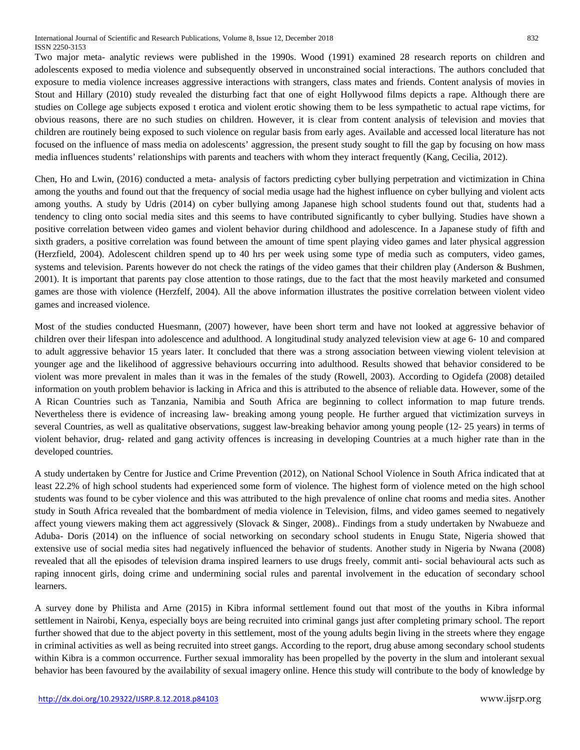Two major meta- analytic reviews were published in the 1990s. Wood (1991) examined 28 research reports on children and adolescents exposed to media violence and subsequently observed in unconstrained social interactions. The authors concluded that exposure to media violence increases aggressive interactions with strangers, class mates and friends. Content analysis of movies in Stout and Hillary (2010) study revealed the disturbing fact that one of eight Hollywood films depicts a rape. Although there are studies on College age subjects exposed t erotica and violent erotic showing them to be less sympathetic to actual rape victims, for obvious reasons, there are no such studies on children. However, it is clear from content analysis of television and movies that children are routinely being exposed to such violence on regular basis from early ages. Available and accessed local literature has not focused on the influence of mass media on adolescents' aggression, the present study sought to fill the gap by focusing on how mass media influences students' relationships with parents and teachers with whom they interact frequently (Kang, Cecilia, 2012).

Chen, Ho and Lwin, (2016) conducted a meta- analysis of factors predicting cyber bullying perpetration and victimization in China among the youths and found out that the frequency of social media usage had the highest influence on cyber bullying and violent acts among youths. A study by Udris (2014) on cyber bullying among Japanese high school students found out that, students had a tendency to cling onto social media sites and this seems to have contributed significantly to cyber bullying. Studies have shown a positive correlation between video games and violent behavior during childhood and adolescence. In a Japanese study of fifth and sixth graders, a positive correlation was found between the amount of time spent playing video games and later physical aggression (Herzfield, 2004). Adolescent children spend up to 40 hrs per week using some type of media such as computers, video games, systems and television. Parents however do not check the ratings of the video games that their children play (Anderson & Bushmen, 2001). It is important that parents pay close attention to those ratings, due to the fact that the most heavily marketed and consumed games are those with violence (Herzfelf, 2004). All the above information illustrates the positive correlation between violent video games and increased violence.

Most of the studies conducted Huesmann, (2007) however, have been short term and have not looked at aggressive behavior of children over their lifespan into adolescence and adulthood. A longitudinal study analyzed television view at age 6- 10 and compared to adult aggressive behavior 15 years later. It concluded that there was a strong association between viewing violent television at younger age and the likelihood of aggressive behaviours occurring into adulthood. Results showed that behavior considered to be violent was more prevalent in males than it was in the females of the study (Rowell, 2003). According to Ogidefa (2008) detailed information on youth problem behavior is lacking in Africa and this is attributed to the absence of reliable data. However, some of the A Rican Countries such as Tanzania, Namibia and South Africa are beginning to collect information to map future trends. Nevertheless there is evidence of increasing law- breaking among young people. He further argued that victimization surveys in several Countries, as well as qualitative observations, suggest law-breaking behavior among young people (12- 25 years) in terms of violent behavior, drug- related and gang activity offences is increasing in developing Countries at a much higher rate than in the developed countries.

A study undertaken by Centre for Justice and Crime Prevention (2012), on National School Violence in South Africa indicated that at least 22.2% of high school students had experienced some form of violence. The highest form of violence meted on the high school students was found to be cyber violence and this was attributed to the high prevalence of online chat rooms and media sites. Another study in South Africa revealed that the bombardment of media violence in Television, films, and video games seemed to negatively affect young viewers making them act aggressively (Slovack & Singer, 2008).. Findings from a study undertaken by Nwabueze and Aduba- Doris (2014) on the influence of social networking on secondary school students in Enugu State, Nigeria showed that extensive use of social media sites had negatively influenced the behavior of students. Another study in Nigeria by Nwana (2008) revealed that all the episodes of television drama inspired learners to use drugs freely, commit anti- social behavioural acts such as raping innocent girls, doing crime and undermining social rules and parental involvement in the education of secondary school learners.

A survey done by Philista and Arne (2015) in Kibra informal settlement found out that most of the youths in Kibra informal settlement in Nairobi, Kenya, especially boys are being recruited into criminal gangs just after completing primary school. The report further showed that due to the abject poverty in this settlement, most of the young adults begin living in the streets where they engage in criminal activities as well as being recruited into street gangs. According to the report, drug abuse among secondary school students within Kibra is a common occurrence. Further sexual immorality has been propelled by the poverty in the slum and intolerant sexual behavior has been favoured by the availability of sexual imagery online. Hence this study will contribute to the body of knowledge by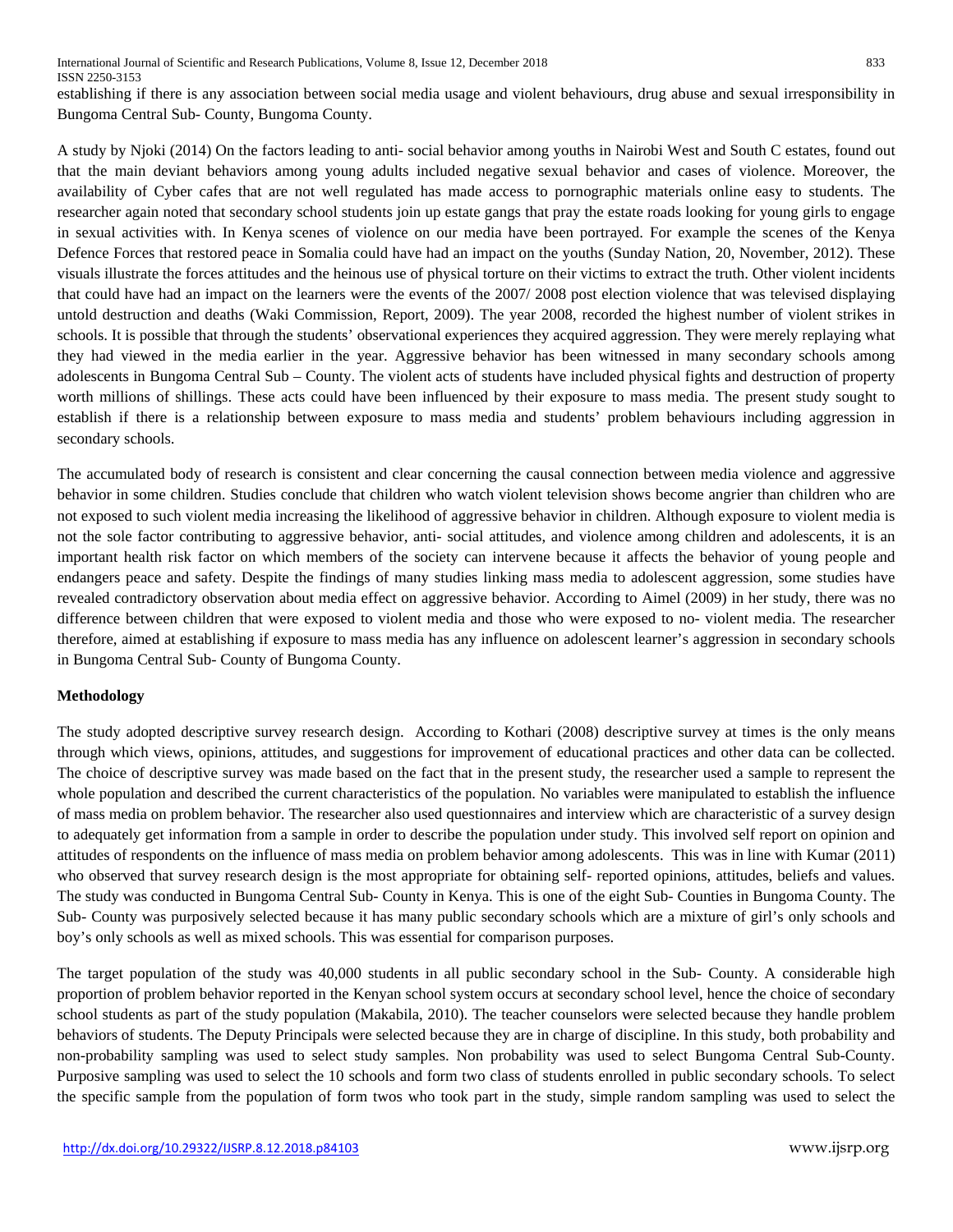establishing if there is any association between social media usage and violent behaviours, drug abuse and sexual irresponsibility in Bungoma Central Sub- County, Bungoma County.

A study by Njoki (2014) On the factors leading to anti- social behavior among youths in Nairobi West and South C estates, found out that the main deviant behaviors among young adults included negative sexual behavior and cases of violence. Moreover, the availability of Cyber cafes that are not well regulated has made access to pornographic materials online easy to students. The researcher again noted that secondary school students join up estate gangs that pray the estate roads looking for young girls to engage in sexual activities with. In Kenya scenes of violence on our media have been portrayed. For example the scenes of the Kenya Defence Forces that restored peace in Somalia could have had an impact on the youths (Sunday Nation, 20, November, 2012). These visuals illustrate the forces attitudes and the heinous use of physical torture on their victims to extract the truth. Other violent incidents that could have had an impact on the learners were the events of the 2007/ 2008 post election violence that was televised displaying untold destruction and deaths (Waki Commission, Report, 2009). The year 2008, recorded the highest number of violent strikes in schools. It is possible that through the students' observational experiences they acquired aggression. They were merely replaying what they had viewed in the media earlier in the year. Aggressive behavior has been witnessed in many secondary schools among adolescents in Bungoma Central Sub – County. The violent acts of students have included physical fights and destruction of property worth millions of shillings. These acts could have been influenced by their exposure to mass media. The present study sought to establish if there is a relationship between exposure to mass media and students' problem behaviours including aggression in secondary schools.

The accumulated body of research is consistent and clear concerning the causal connection between media violence and aggressive behavior in some children. Studies conclude that children who watch violent television shows become angrier than children who are not exposed to such violent media increasing the likelihood of aggressive behavior in children. Although exposure to violent media is not the sole factor contributing to aggressive behavior, anti- social attitudes, and violence among children and adolescents, it is an important health risk factor on which members of the society can intervene because it affects the behavior of young people and endangers peace and safety. Despite the findings of many studies linking mass media to adolescent aggression, some studies have revealed contradictory observation about media effect on aggressive behavior. According to Aimel (2009) in her study, there was no difference between children that were exposed to violent media and those who were exposed to no- violent media. The researcher therefore, aimed at establishing if exposure to mass media has any influence on adolescent learner's aggression in secondary schools in Bungoma Central Sub- County of Bungoma County.

**Methodology**

The study adopted descriptive survey research design. According to Kothari (2008) descriptive survey at times is the only means through which views, opinions, attitudes, and suggestions for improvement of educational practices and other data can be collected. The choice of descriptive survey was made based on the fact that in the present study, the researcher used a sample to represent the whole population and described the current characteristics of the population. No variables were manipulated to establish the influence of mass media on problem behavior. The researcher also used questionnaires and interview which are characteristic of a survey design to adequately get information from a sample in order to describe the population under study. This involved self report on opinion and attitudes of respondents on the influence of mass media on problem behavior among adolescents. This was in line with Kumar (2011) who observed that survey research design is the most appropriate for obtaining self- reported opinions, attitudes, beliefs and values. The study was conducted in Bungoma Central Sub- County in Kenya. This is one of the eight Sub- Counties in Bungoma County. The Sub- County was purposively selected because it has many public secondary schools which are a mixture of girl's only schools and boy's only schools as well as mixed schools. This was essential for comparison purposes.

The target population of the study was 40,000 students in all public secondary school in the Sub- County. A considerable high proportion of problem behavior reported in the Kenyan school system occurs at secondary school level, hence the choice of secondary school students as part of the study population (Makabila, 2010). The teacher counselors were selected because they handle problem behaviors of students. The Deputy Principals were selected because they are in charge of discipline. In this study, both probability and non-probability sampling was used to select study samples. Non probability was used to select Bungoma Central Sub-County. Purposive sampling was used to select the 10 schools and form two class of students enrolled in public secondary schools. To select the specific sample from the population of form twos who took part in the study, simple random sampling was used to select the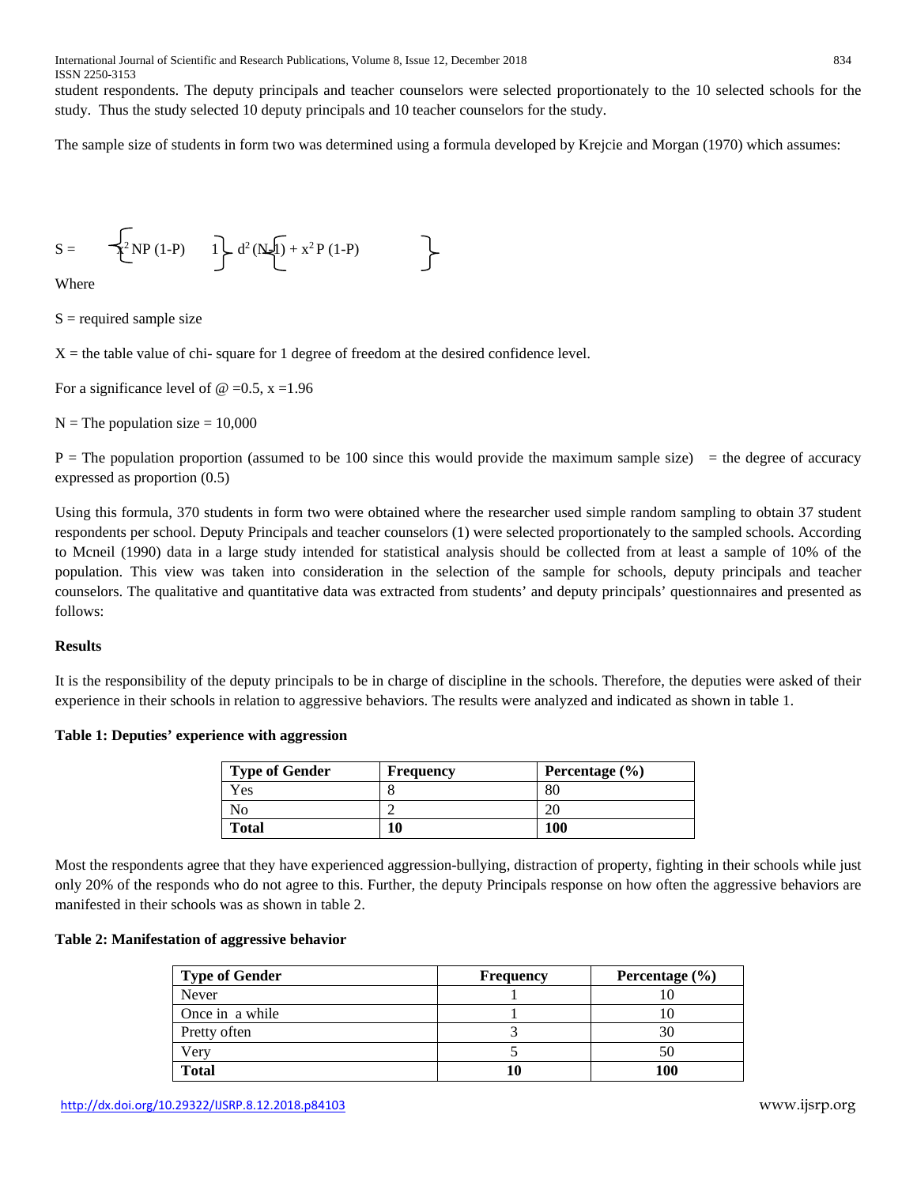student respondents. The deputy principals and teacher counselors were selected proportionately to the 10 selected schools for the study. Thus the study selected 10 deputy principals and 10 teacher counselors for the study.

The sample size of students in form two was determined using a formula developed by Krejcie and Morgan (1970) which assumes:

$$S = \left\{ x^2 NP (1-P) \right. \quad 1 \left. \right\} d^2 (N-1) + \left\{ x^2 P (1-P) \right. \quad \left. \right\}$$

Where

S = required sample size

X = the table value of chi- square for 1 degree of freedom at the desired confidence level.

For a significance level of @ =0.5, x =1.96

N = The population size = 10,000

P = The population proportion (assumed to be 100 since this would provide the maximum sample size) = the degree of accuracy expressed as proportion (0.5)

Using this formula, 370 students in form two were obtained where the researcher used simple random sampling to obtain 37 student respondents per school. Deputy Principals and teacher counselors (1) were selected proportionately to the sampled schools. According to Mcneil (1990) data in a large study intended for statistical analysis should be collected from at least a sample of 10% of the population. This view was taken into consideration in the selection of the sample for schools, deputy principals and teacher counselors. The qualitative and quantitative data was extracted from students' and deputy principals' questionnaires and presented as follows:

## Results

It is the responsibility of the deputy principals to be in charge of discipline in the schools. Therefore, the deputies were asked of their experience in their schools in relation to aggressive behaviors. The results were analyzed and indicated as shown in table 1.

**Table 1: Deputies' experience with aggression**

| Type of Gender | Frequency | Percentage (%) |
|---|---|---|
| Yes | 8 | 80 |
| No | 2 | 20 |
| **Total** | **10** | **100** |

Most the respondents agree that they have experienced aggression-bullying, distraction of property, fighting in their schools while just only 20% of the responds who do not agree to this. Further, the deputy Principals response on how often the aggressive behaviors are manifested in their schools was as shown in table 2.

**Table 2: Manifestation of aggressive behavior**

| Type of Gender | Frequency | Percentage (%) |
|---|---|---|
| Never | 1 | 10 |
| Once in a while | 1 | 10 |
| Pretty often | 3 | 30 |
| Very | 5 | 50 |
| **Total** | **10** | **100** |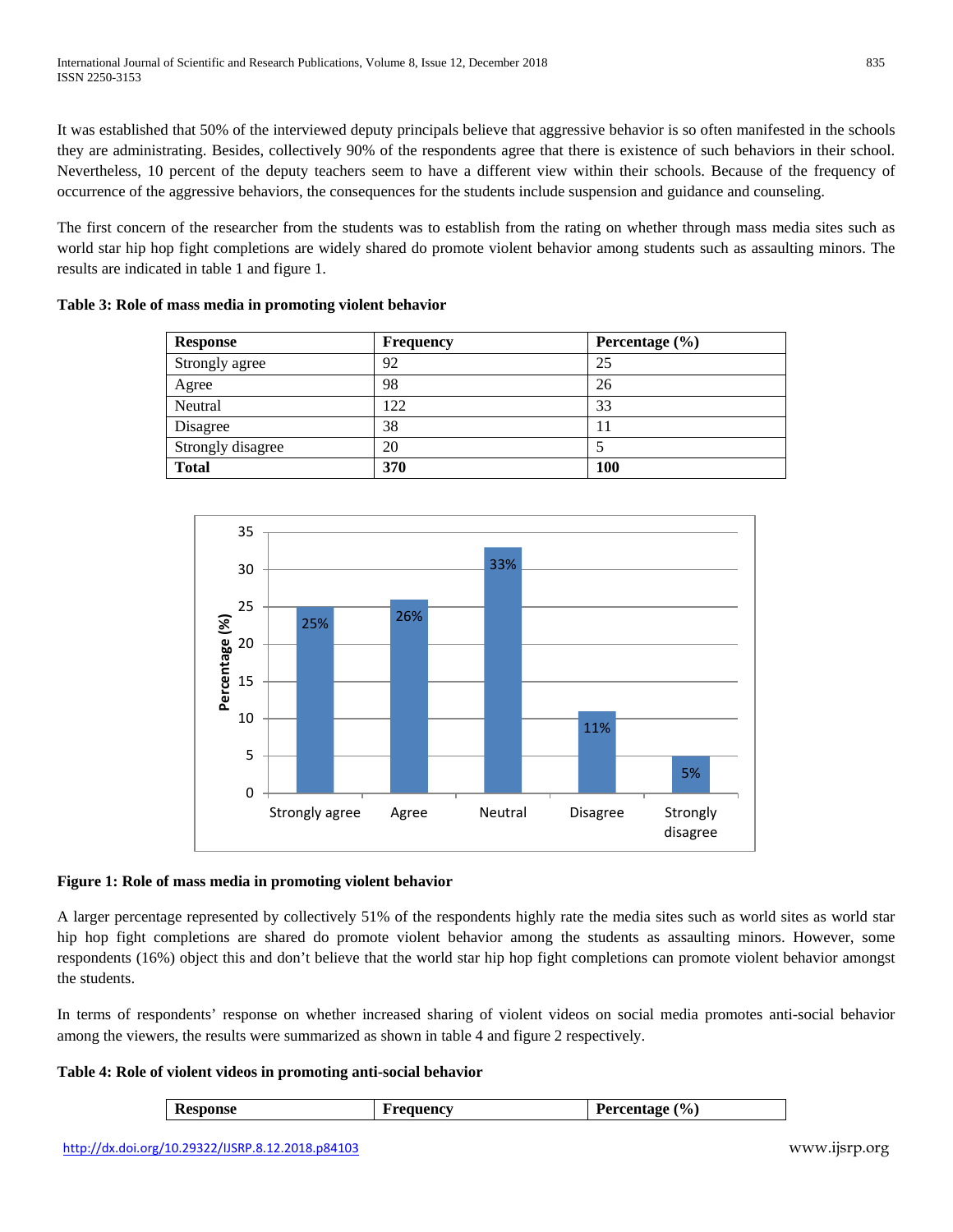It was established that 50% of the interviewed deputy principals believe that aggressive behavior is so often manifested in the schools they are administrating. Besides, collectively 90% of the respondents agree that there is existence of such behaviors in their school. Nevertheless, 10 percent of the deputy teachers seem to have a different view within their schools. Because of the frequency of occurrence of the aggressive behaviors, the consequences for the students include suspension and guidance and counseling.

The first concern of the researcher from the students was to establish from the rating on whether through mass media sites such as world star hip hop fight completions are widely shared do promote violent behavior among students such as assaulting minors. The results are indicated in table 1 and figure 1.

**Table 3: Role of mass media in promoting violent behavior**

| Response | Frequency | Percentage (%) |
|---|---|---|
| Strongly agree | 92 | 25 |
| Agree | 98 | 26 |
| Neutral | 122 | 33 |
| Disagree | 38 | 11 |
| Strongly disagree | 20 | 5 |
| **Total** | **370** | **100** |

**Figure 1: Role of mass media in promoting violent behavior**

A larger percentage represented by collectively 51% of the respondents highly rate the media sites such as world sites as world star hip hop fight completions are shared do promote violent behavior among the students as assaulting minors. However, some respondents (16%) object this and don't believe that the world star hip hop fight completions can promote violent behavior amongst the students.

In terms of respondents' response on whether increased sharing of violent videos on social media promotes anti-social behavior among the viewers, the results were summarized as shown in table 4 and figure 2 respectively.

**Table 4: Role of violent videos in promoting anti-social behavior**

| Response | Frequency | Percentage (%) |
|---|---|---|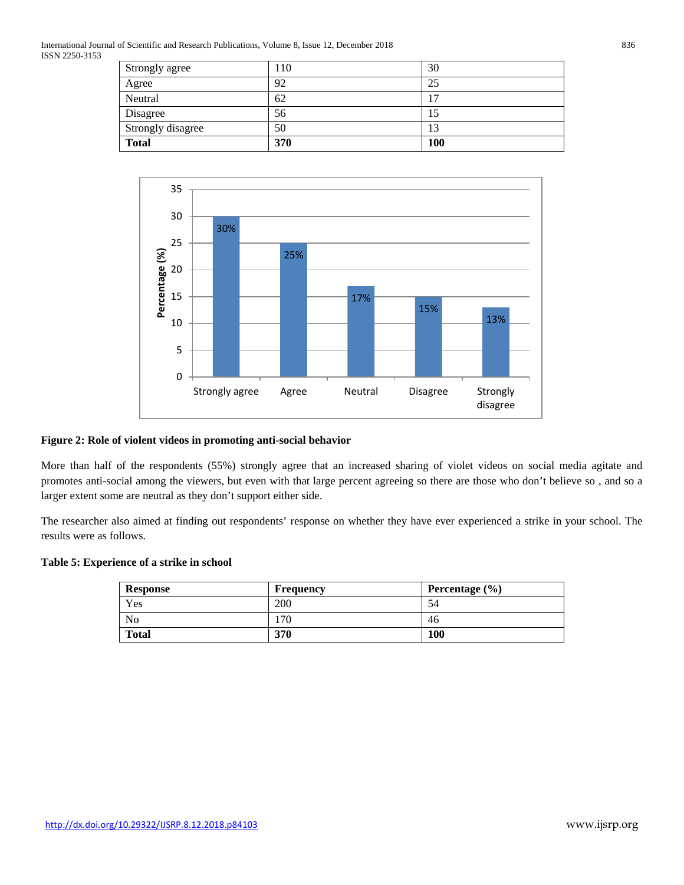| Strongly agree | 110 | 30 |
|---|---|---|
| Agree | 92 | 25 |
| Neutral | 62 | 17 |
| Disagree | 56 | 15 |
| Strongly disagree | 50 | 13 |
| **Total** | **370** | **100** |

**Figure 2: Role of violent videos in promoting anti-social behavior**

More than half of the respondents (55%) strongly agree that an increased sharing of violet videos on social media agitate and promotes anti-social among the viewers, but even with that large percent agreeing so there are those who don't believe so , and so a larger extent some are neutral as they don't support either side.

The researcher also aimed at finding out respondents' response on whether they have ever experienced a strike in your school. The results were as follows.

**Table 5: Experience of a strike in school**

| Response | Frequency | Percentage (%) |
|---|---|---|
| Yes | 200 | 54 |
| No | 170 | 46 |
| **Total** | **370** | **100** |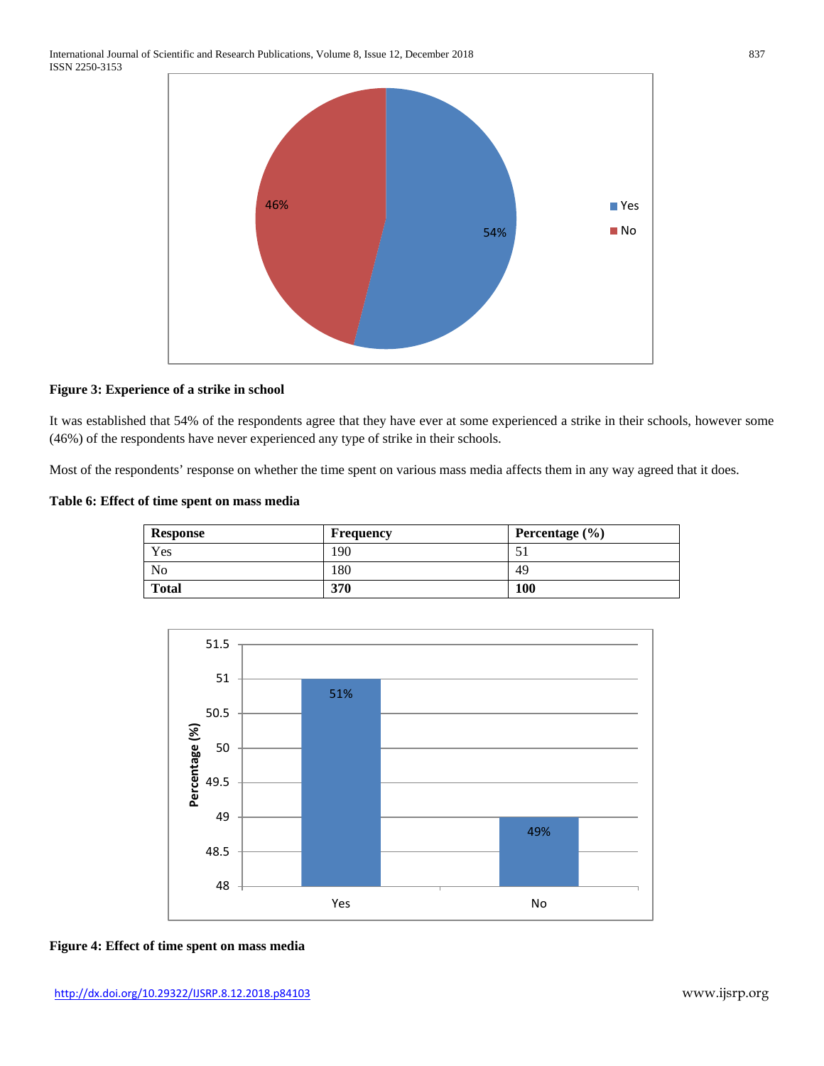**Figure 3: Experience of a strike in school**

It was established that 54% of the respondents agree that they have ever at some experienced a strike in their schools, however some (46%) of the respondents have never experienced any type of strike in their schools.

Most of the respondents' response on whether the time spent on various mass media affects them in any way agreed that it does.

**Table 6: Effect of time spent on mass media**

| Response | Frequency | Percentage (%) |
|---|---|---|
| Yes | 190 | 51 |
| No | 180 | 49 |
| **Total** | **370** | **100** |

**Figure 4: Effect of time spent on mass media**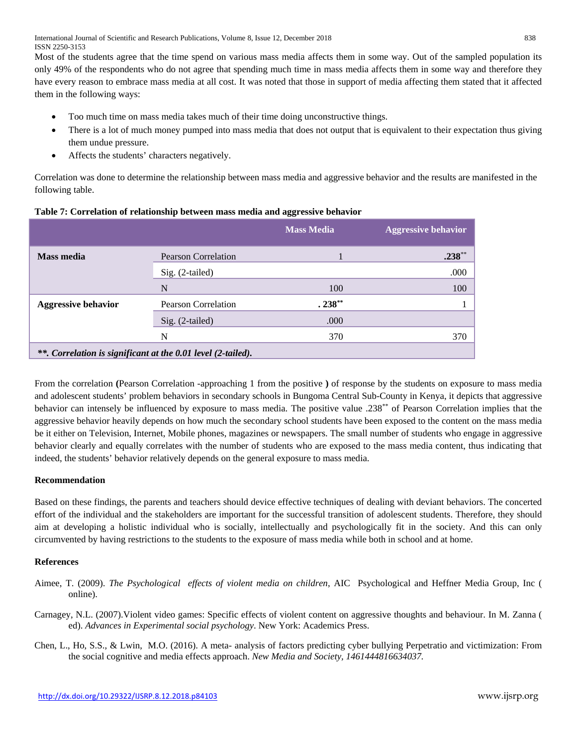Most of the students agree that the time spend on various mass media affects them in some way. Out of the sampled population its only 49% of the respondents who do not agree that spending much time in mass media affects them in some way and therefore they have every reason to embrace mass media at all cost. It was noted that those in support of media affecting them stated that it affected them in the following ways:

- Too much time on mass media takes much of their time doing unconstructive things.
- There is a lot of much money pumped into mass media that does not output that is equivalent to their expectation thus giving them undue pressure.
- Affects the students' characters negatively.

Correlation was done to determine the relationship between mass media and aggressive behavior and the results are manifested in the following table.

**Table 7: Correlation of relationship between mass media and aggressive behavior**

| | | Mass Media | Aggressive behavior |
|---|---|---|---|
| **Mass media** | Pearson Correlation | 1 | **.238**** |
| | Sig. (2-tailed) | | .000 |
| | N | 100 | 100 |
| **Aggressive behavior** | Pearson Correlation | **. 238**** | 1 |
| | Sig. (2-tailed) | .000 | |
| | N | 370 | 370 |
| ***\*. Correlation is significant at the 0.01 level (2-tailed).*** | | | |

From the correlation **(**Pearson Correlation -approaching 1 from the positive **)** of response by the students on exposure to mass media and adolescent students' problem behaviors in secondary schools in Bungoma Central Sub-County in Kenya, it depicts that aggressive behavior can intensely be influenced by exposure to mass media. The positive value .238** of Pearson Correlation implies that the aggressive behavior heavily depends on how much the secondary school students have been exposed to the content on the mass media be it either on Television, Internet, Mobile phones, magazines or newspapers. The small number of students who engage in aggressive behavior clearly and equally correlates with the number of students who are exposed to the mass media content, thus indicating that indeed, the students' behavior relatively depends on the general exposure to mass media.

### Recommendation

Based on these findings, the parents and teachers should device effective techniques of dealing with deviant behaviors. The concerted effort of the individual and the stakeholders are important for the successful transition of adolescent students. Therefore, they should aim at developing a holistic individual who is socially, intellectually and psychologically fit in the society. And this can only circumvented by having restrictions to the students to the exposure of mass media while both in school and at home.

### References

Aimee, T. (2009). *The Psychological effects of violent media on children*, AIC Psychological and Heffner Media Group, Inc ( online).

Carnagey, N.L. (2007).Violent video games: Specific effects of violent content on aggressive thoughts and behaviour. In M. Zanna ( ed). *Advances in Experimental social psychology*. New York: Academics Press.

Chen, L., Ho, S.S., & Lwin, M.O. (2016). A meta- analysis of factors predicting cyber bullying Perpetratio and victimization: From the social cognitive and media effects approach. *New Media and Society, 1461444816634037.*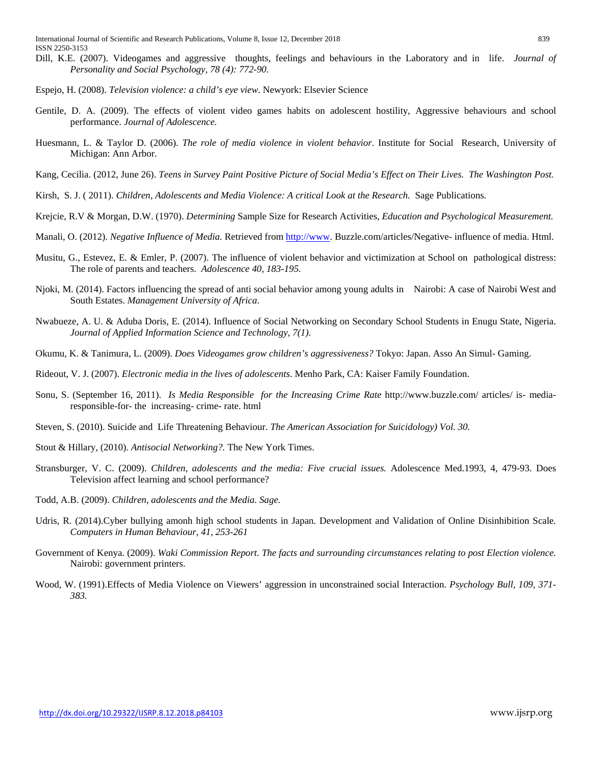Dill, K.E. (2007). Videogames and aggressive thoughts, feelings and behaviours in the Laboratory and in life. *Journal of Personality and Social Psychology, 78 (4): 772-90.*

Espejo, H. (2008). *Television violence: a child's eye view*. Newyork: Elsevier Science

Gentile, D. A. (2009). The effects of violent video games habits on adolescent hostility, Aggressive behaviours and school performance. *Journal of Adolescence.*

Huesmann, L. & Taylor D. (2006). *The role of media violence in violent behavior.* Institute for Social Research, University of Michigan: Ann Arbor.

Kang, Cecilia. (2012, June 26). *Teens in Survey Paint Positive Picture of Social Media's Effect on Their Lives. The Washington Post.*

Kirsh, S. J. ( 2011). *Children, Adolescents and Media Violence: A critical Look at the Research.* Sage Publications.

Krejcie, R.V & Morgan, D.W. (1970). *Determining* Sample Size for Research Activities, *Education and Psychological Measurement.*

Manali, O. (2012). *Negative Influence of Media.* Retrieved from http://www. Buzzle.com/articles/Negative- influence of media. Html.

Musitu, G., Estevez, E. & Emler, P. (2007). The influence of violent behavior and victimization at School on pathological distress: The role of parents and teachers. *Adolescence 40, 183-195.*

Njoki, M. (2014). Factors influencing the spread of anti social behavior among young adults in Nairobi: A case of Nairobi West and South Estates. *Management University of Africa*.

Nwabueze, A. U. & Aduba Doris, E. (2014). Influence of Social Networking on Secondary School Students in Enugu State, Nigeria. *Journal of Applied Information Science and Technology, 7(1).*

Okumu, K. & Tanimura, L. (2009). *Does Videogames grow children's aggressiveness?* Tokyo: Japan. Asso An Simul- Gaming.

Rideout, V. J. (2007). *Electronic media in the lives of adolescents*. Menho Park, CA: Kaiser Family Foundation.

Sonu, S. (September 16, 2011). *Is Media Responsible for the Increasing Crime Rate* http://www.buzzle.com/ articles/ is- media-responsible-for- the increasing- crime- rate. html

Steven, S. (2010). Suicide and Life Threatening Behaviour. *The American Association for Suicidology) Vol. 30.*

Stout & Hillary, (2010). *Antisocial Networking?.* The New York Times.

Stransburger, V. C. (2009). *Children, adolescents and the media: Five crucial issues.* Adolescence Med.1993, 4, 479-93. Does Television affect learning and school performance?

Todd, A.B. (2009). *Children, adolescents and the Media. Sage.*

Udris, R. (2014).Cyber bullying amonh high school students in Japan. Development and Validation of Online Disinhibition Scale. *Computers in Human Behaviour, 41, 253-261*

Government of Kenya. (2009). *Waki Commission Report. The facts and surrounding circumstances relating to post Election violence.* Nairobi: government printers.

Wood, W. (1991).Effects of Media Violence on Viewers' aggression in unconstrained social Interaction. *Psychology Bull, 109, 371-383.*